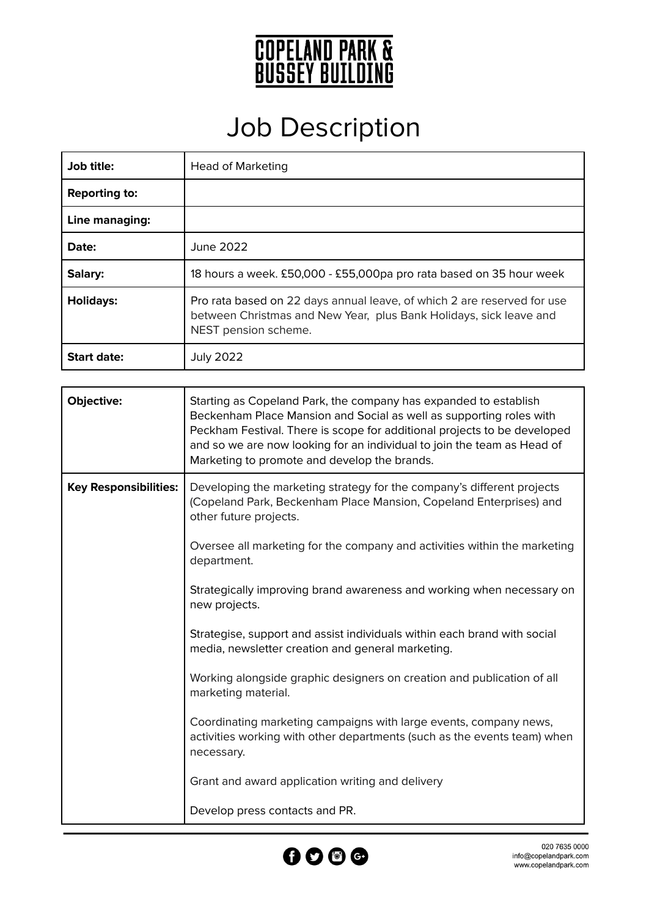# COPELAND PARK & BUSSEY BUILDING

# Job Description

| | |
|---|---|
| **Job title:** | Head of Marketing |
| **Reporting to:** | |
| **Line managing:** | |
| **Date:** | June 2022 |
| **Salary:** | 18 hours a week. £50,000 - £55,000pa pro rata based on 35 hour week |
| **Holidays:** | Pro rata based on 22 days annual leave, of which 2 are reserved for use between Christmas and New Year, plus Bank Holidays, sick leave and NEST pension scheme. |
| **Start date:** | July 2022 |

| | |
|---|---|
| **Objective:** | Starting as Copeland Park, the company has expanded to establish Beckenham Place Mansion and Social as well as supporting roles with Peckham Festival. There is scope for additional projects to be developed and so we are now looking for an individual to join the team as Head of Marketing to promote and develop the brands. |
| **Key Responsibilities:** | Developing the marketing strategy for the company's different projects (Copeland Park, Beckenham Place Mansion, Copeland Enterprises) and other future projects.<br><br>Oversee all marketing for the company and activities within the marketing department.<br><br>Strategically improving brand awareness and working when necessary on new projects.<br><br>Strategise, support and assist individuals within each brand with social media, newsletter creation and general marketing.<br><br>Working alongside graphic designers on creation and publication of all marketing material.<br><br>Coordinating marketing campaigns with large events, company news, activities working with other departments (such as the events team) when necessary.<br><br>Grant and award application writing and delivery<br><br>Develop press contacts and PR. |

020 7635 0000
info@copelandpark.com
www.copelandpark.com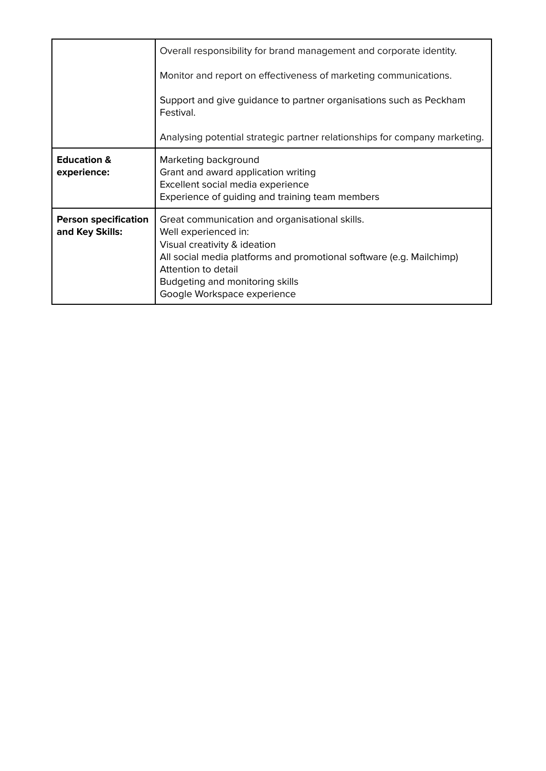| | |
|---|---|
| | Overall responsibility for brand management and corporate identity.<br><br>Monitor and report on effectiveness of marketing communications.<br><br>Support and give guidance to partner organisations such as Peckham Festival.<br><br>Analysing potential strategic partner relationships for company marketing. |
| **Education & experience:** | Marketing background<br>Grant and award application writing<br>Excellent social media experience<br>Experience of guiding and training team members |
| **Person specification and Key Skills:** | Great communication and organisational skills.<br>Well experienced in:<br>Visual creativity & ideation<br>All social media platforms and promotional software (e.g. Mailchimp)<br>Attention to detail<br>Budgeting and monitoring skills<br>Google Workspace experience |